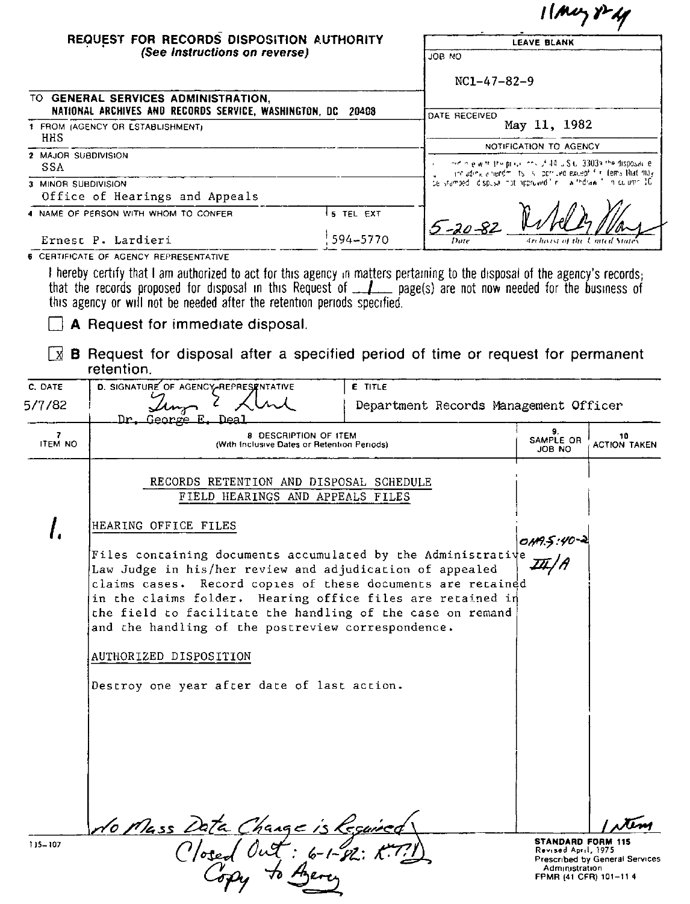11 May 82

**REQUEST FOR RECORDS DISPOSITION AUTHORITY**
*(See Instructions on reverse)*

| LEAVE BLANK |
|---|
| JOB NO<br>NC1-47-82-9 |
| DATE RECEIVED<br>May 11, 1982 |
| NOTIFICATION TO AGENCY |
| In accordance with the provisions of 44 U.S.C. 3303a the disposal request, including amendments, is approved except for items that may be stamped "disposal not approved" or "withdrawn" in column 10. |
| 5-20-82 — Date; (signature) — Archivist of the United States |

TO **GENERAL SERVICES ADMINISTRATION, NATIONAL ARCHIVES AND RECORDS SERVICE, WASHINGTON, DC 20408**

1 FROM (AGENCY OR ESTABLISHMENT)
HHS

2 MAJOR SUBDIVISION
SSA

3 MINOR SUBDIVISION
Office of Hearings and Appeals

4 NAME OF PERSON WITH WHOM TO CONFER
Ernest P. Lardieri

5 TEL EXT
594-5770

6 CERTIFICATE OF AGENCY REPRESENTATIVE

I hereby certify that I am authorized to act for this agency in matters pertaining to the disposal of the agency's records; that the records proposed for disposal in this Request of 1 page(s) are not now needed for the business of this agency or will not be needed after the retention periods specified.

☐ **A** Request for immediate disposal.

☒ **B** Request for disposal after a specified period of time or request for permanent retention.

| C. DATE | D. SIGNATURE OF AGENCY REPRESENTATIVE | E TITLE |
|---|---|---|
| 5/7/82 | (signature) Dr. George E. Deal | Department Records Management Officer |

| 7 ITEM NO | 8 DESCRIPTION OF ITEM (With Inclusive Dates or Retention Periods) | 9. SAMPLE OR JOB NO | 10 ACTION TAKEN |
|---|---|---|---|
| | RECORDS RETENTION AND DISPOSAL SCHEDULE<br>FIELD HEARINGS AND APPEALS FILES | | |
| 1. | HEARING OFFICE FILES<br><br>Files containing documents accumulated by the Administrative Law Judge in his/her review and adjudication of appealed claims cases. Record copies of these documents are retained in the claims folder. Hearing office files are retained in the field to facilitate the handling of the case on remand and the handling of the postreview correspondence.<br><br>AUTHORIZED DISPOSITION<br><br>Destroy one year after date of last action. | OAM 5:40-2 III/A | |

No Mass Data Change is Required
Closed Out: 6-1-82: K.T.D.
Copy to Agency

1 item

115-107

**STANDARD FORM 115**
Revised April, 1975
Prescribed by General Services Administration
FPMR (41 CFR) 101-11 4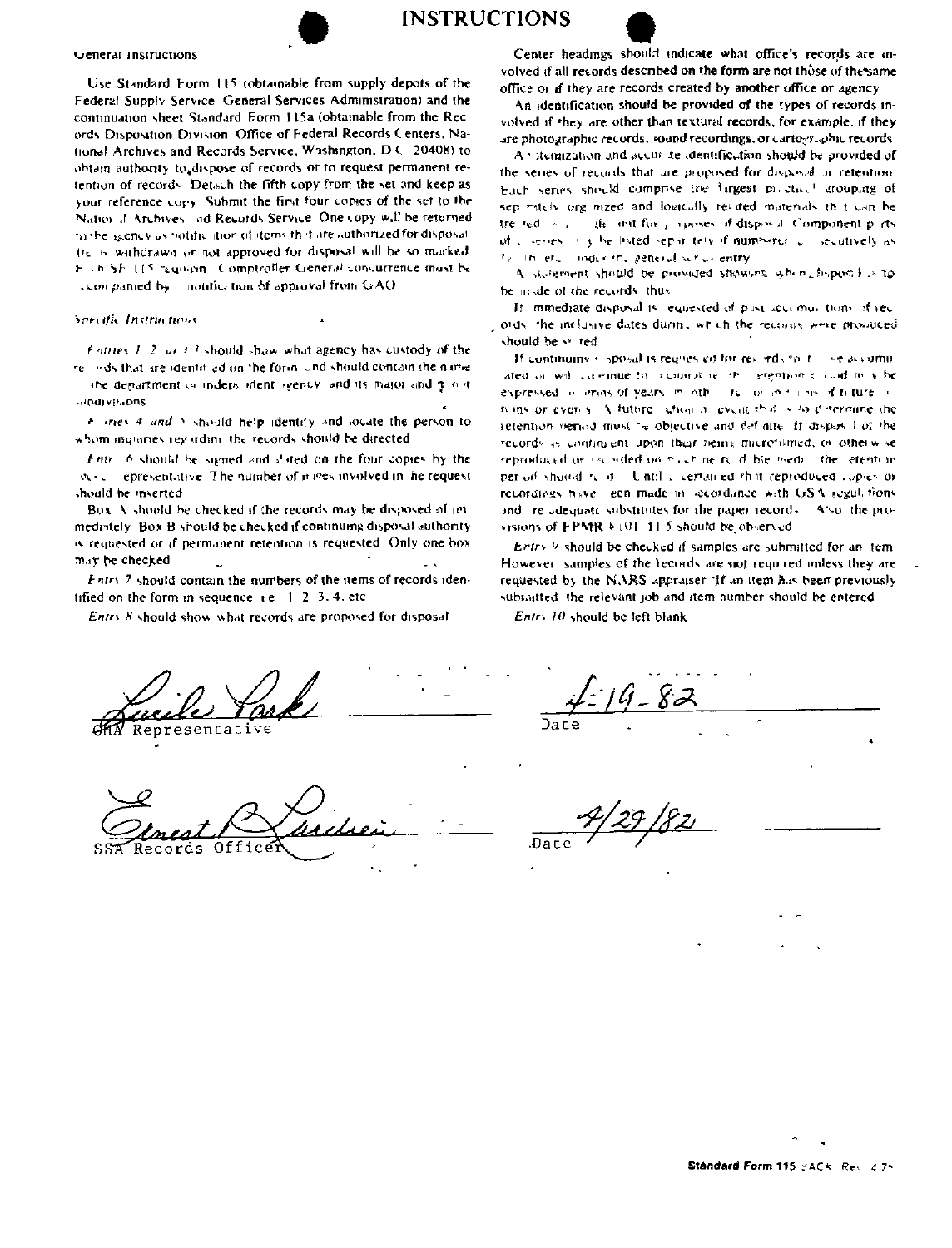# INSTRUCTIONS

General Instructions

Use Standard Form 115 (obtainable from supply depots of the Federal Supply Service, General Services Administration) and the continuation sheet Standard Form 115a (obtainable from the Records Disposition Division, Office of Federal Records Centers, National Archives and Records Service, Washington, D.C. 20408) to obtain authority to dispose of records or to request permanent retention of records. Detach the fifth copy from the set and keep as your reference copy. Submit the first four copies of the set to the National Archives and Records Service. One copy will be returned to the agency as notification of items that are authorized for disposal. Items withdrawn or not approved for disposal will be so marked. Each SF 115 requiring Comptroller General concurrence must be accompanied by a notification of approval from GAO.

Specific Instructions

*Entries 1, 2, and 3* should show what agency has custody of the records that are identified on the form, and should contain the name of the department or independent agency, and its major and minor subdivisions.

*Entries 4 and 5* should help identify and locate the person to whom inquiries regarding the records should be directed.

*Entry 6* should be signed and dated on the four copies by the agency representative. The number of pages involved in the request should be inserted.

Box A should be checked if the records may be disposed of immediately. Box B should be checked if continuing disposal authority is requested or if permanent retention is requested. Only one box may be checked.

*Entry 7* should contain the numbers of the items of records identified on the form in sequence, i.e., 1, 2, 3, 4, etc.

*Entry 8* should show what records are proposed for disposal.

Center headings should indicate what office's records are involved if all records described on the form are not those of the same office or if they are records created by another office or agency.

An identification should be provided of the types of records involved if they are other than textural records, for example, if they are photographic records, sound recordings, or cartographic records.

An itemization and accurate identification should be provided of the series of records that are proposed for disposal or retention. Each series should comprise the largest practical grouping of separately organized and logically related materials that can be treated as a single unit for purposes of disposal. Component parts of a series may be listed separately if numbered consecutively as 1a, 1b, etc., under the general series entry.

A statement should be provided showing when disposal is to be made of the records, thus:

If immediate disposal is requested of past accumulations of records, the inclusive dates during which the records were produced should be stated.

If continuing disposal is requested for records that have accumulated or will continue to accumulate, the retention period may be expressed in terms of years, months, etc., or in terms of future actions or events. A future action or event that is to determine the retention period must be objective and definite. If disposal of the records is contingent upon their being microfilmed, or otherwise reproduced or recorded on machine readable media, the retention period should read: "Until ascertained that reproduced copies or recordings have been made in accordance with GSA regulations and are adequate substitutes for the paper records." Also the provisions of FPMR § 101-11.5 should be observed.

*Entry 9* should be checked if samples are submitted for an item. However, samples of the records are not required unless they are requested by the NARS appraiser. If an item has been previously submitted, the relevant job and item number should be entered.

*Entry 10* should be left blank.

Lucile Park
GHA Representative

Date: 4-19-82

Ernest P. Luchen
SSA Records Officer

Date: 4/29/82